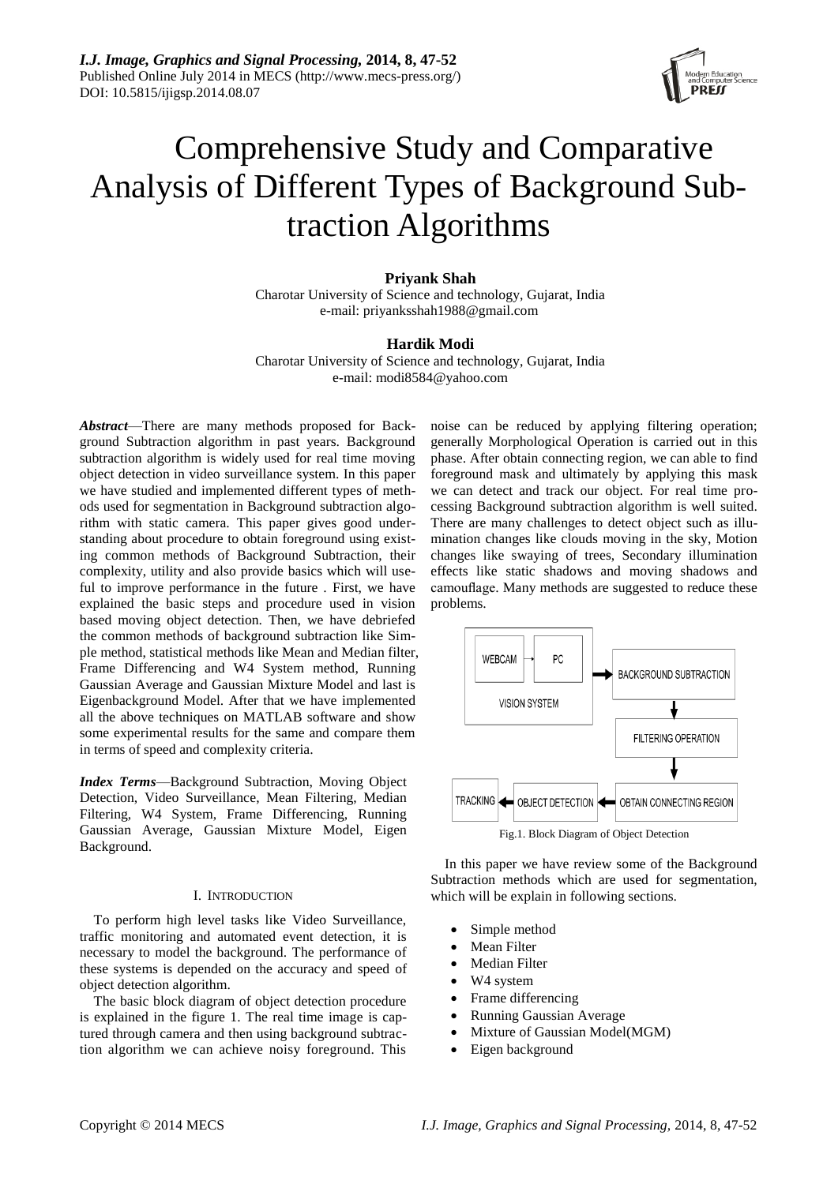# Comprehensive Study and Comparative Analysis of Different Types of Background Subtraction Algorithms

**Priyank Shah**
Charotar University of Science and technology, Gujarat, India
e-mail: priyanksshah1988@gmail.com

**Hardik Modi**
Charotar University of Science and technology, Gujarat, India
e-mail: modi8584@yahoo.com

***Abstract***—There are many methods proposed for Background Subtraction algorithm in past years. Background subtraction algorithm is widely used for real time moving object detection in video surveillance system. In this paper we have studied and implemented different types of methods used for segmentation in Background subtraction algorithm with static camera. This paper gives good understanding about procedure to obtain foreground using existing common methods of Background Subtraction, their complexity, utility and also provide basics which will useful to improve performance in the future . First, we have explained the basic steps and procedure used in vision based moving object detection. Then, we have debriefed the common methods of background subtraction like Simple method, statistical methods like Mean and Median filter, Frame Differencing and W4 System method, Running Gaussian Average and Gaussian Mixture Model and last is Eigenbackground Model. After that we have implemented all the above techniques on MATLAB software and show some experimental results for the same and compare them in terms of speed and complexity criteria.

***Index Terms***—Background Subtraction, Moving Object Detection, Video Surveillance, Mean Filtering, Median Filtering, W4 System, Frame Differencing, Running Gaussian Average, Gaussian Mixture Model, Eigen Background.

## I. Introduction

To perform high level tasks like Video Surveillance, traffic monitoring and automated event detection, it is necessary to model the background. The performance of these systems is depended on the accuracy and speed of object detection algorithm.

The basic block diagram of object detection procedure is explained in the figure 1. The real time image is captured through camera and then using background subtraction algorithm we can achieve noisy foreground. This noise can be reduced by applying filtering operation; generally Morphological Operation is carried out in this phase. After obtain connecting region, we can able to find foreground mask and ultimately by applying this mask we can detect and track our object. For real time processing Background subtraction algorithm is well suited. There are many challenges to detect object such as illumination changes like clouds moving in the sky, Motion changes like swaying of trees, Secondary illumination effects like static shadows and moving shadows and camouflage. Many methods are suggested to reduce these problems.

Fig.1. Block Diagram of Object Detection

In this paper we have review some of the Background Subtraction methods which are used for segmentation, which will be explain in following sections.

- Simple method
- Mean Filter
- Median Filter
- W4 system
- Frame differencing
- Running Gaussian Average
- Mixture of Gaussian Model(MGM)
- Eigen background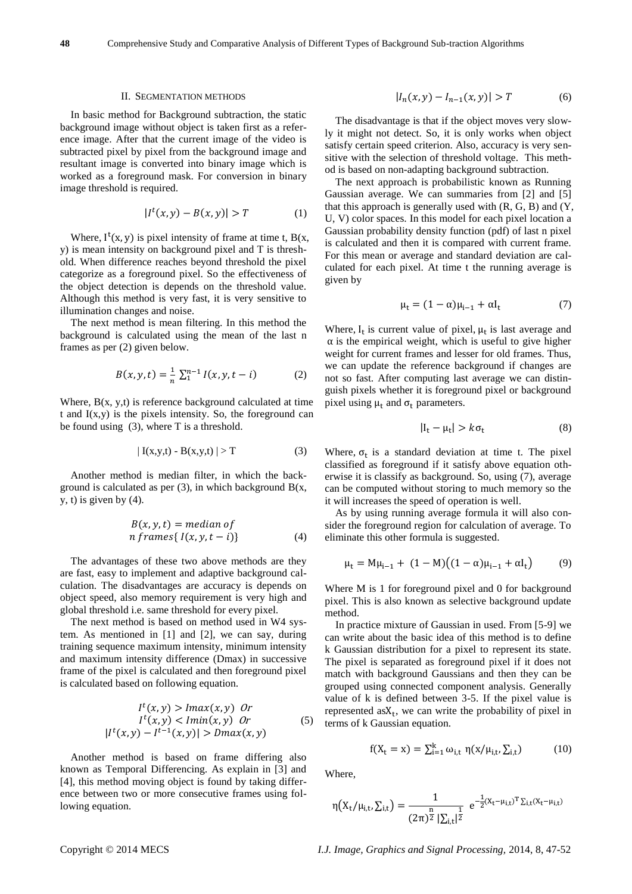## II. Segmentation Methods

In basic method for Background subtraction, the static background image without object is taken first as a reference image. After that the current image of the video is subtracted pixel by pixel from the background image and resultant image is converted into binary image which is worked as a foreground mask. For conversion in binary image threshold is required.

$$|I^t(x,y) - B(x,y)| > T \quad (1)$$

Where, $I^t(x, y)$ is pixel intensity of frame at time t, B(x, y) is mean intensity on background pixel and T is threshold. When difference reaches beyond threshold the pixel categorize as a foreground pixel. So the effectiveness of the object detection is depends on the threshold value. Although this method is very fast, it is very sensitive to illumination changes and noise.

The next method is mean filtering. In this method the background is calculated using the mean of the last n frames as per (2) given below.

$$B(x,y,t) = \frac{1}{n} \sum_{1}^{n-1} I(x,y,t-i) \quad (2)$$

Where, B(x, y,t) is reference background calculated at time t and I(x,y) is the pixels intensity. So, the foreground can be found using (3), where T is a threshold.

$$| I(x,y,t) - B(x,y,t) | > T \quad (3)$$

Another method is median filter, in which the background is calculated as per (3), in which background B(x, y, t) is given by (4).

$$B(x,y,t) = median\ of \\ n\ frames\{ I(x,y,t-i)\} \quad (4)$$

The advantages of these two above methods are they are fast, easy to implement and adaptive background calculation. The disadvantages are accuracy is depends on object speed, also memory requirement is very high and global threshold i.e. same threshold for every pixel.

The next method is based on method used in W4 system. As mentioned in [1] and [2], we can say, during training sequence maximum intensity, minimum intensity and maximum intensity difference (Dmax) in successive frame of the pixel is calculated and then foreground pixel is calculated based on following equation.

$$I^t(x,y) > Imax(x,y) \ \ Or \\ I^t(x,y) < Imin(x,y) \ \ Or \\ |I^t(x,y) - I^{t-1}(x,y)| > Dmax(x,y) \quad (5)$$

Another method is based on frame differing also known as Temporal Differencing. As explain in [3] and [4], this method moving object is found by taking difference between two or more consecutive frames using following equation.

$$|I_n(x,y) - I_{n-1}(x,y)| > T \quad (6)$$

The disadvantage is that if the object moves very slowly it might not detect. So, it is only works when object satisfy certain speed criterion. Also, accuracy is very sensitive with the selection of threshold voltage. This method is based on non-adapting background subtraction.

The next approach is probabilistic known as Running Gaussian average. We can summaries from [2] and [5] that this approach is generally used with (R, G, B) and (Y, U, V) color spaces. In this model for each pixel location a Gaussian probability density function (pdf) of last n pixel is calculated and then it is compared with current frame. For this mean or average and standard deviation are calculated for each pixel. At time t the running average is given by

$$\mu_t = (1-\alpha)\mu_{i-1} + \alpha I_t \quad (7)$$

Where, $I_t$ is current value of pixel, $\mu_t$ is last average and $\alpha$ is the empirical weight, which is useful to give higher weight for current frames and lesser for old frames. Thus, we can update the reference background if changes are not so fast. After computing last average we can distinguish pixels whether it is foreground pixel or background pixel using $\mu_t$ and $\sigma_t$ parameters.

$$|I_t - \mu_t| > k\sigma_t \quad (8)$$

Where, $\sigma_t$ is a standard deviation at time t. The pixel classified as foreground if it satisfy above equation otherwise it is classify as background. So, using (7), average can be computed without storing to much memory so the it will increases the speed of operation is well.

As by using running average formula it will also consider the foreground region for calculation of average. To eliminate this other formula is suggested.

$$\mu_t = M\mu_{i-1} + (1-M)\big((1-\alpha)\mu_{i-1} + \alpha I_t\big) \quad (9)$$

Where M is 1 for foreground pixel and 0 for background pixel. This is also known as selective background update method.

In practice mixture of Gaussian in used. From [5-9] we can write about the basic idea of this method is to define k Gaussian distribution for a pixel to represent its state. The pixel is separated as foreground pixel if it does not match with background Gaussians and then they can be grouped using connected component analysis. Generally value of k is defined between 3-5. If the pixel value is represented as$X_t$, we can write the probability of pixel in terms of k Gaussian equation.

$$f(X_t = x) = \sum_{i=1}^{k} \omega_{i,t}\ \eta(x/\mu_{i,t}, \Sigma_{i,t}) \quad (10)$$

Where,

$$\eta(X_t/\mu_{i,t}, \Sigma_{i,t}) = \frac{1}{(2\pi)^{\frac{n}{2}} |\Sigma_{i,t}|^{\frac{1}{2}}}\ e^{-\frac{1}{2}(X_t-\mu_{i,t})^T \Sigma_{i,t}(X_t-\mu_{i,t})}$$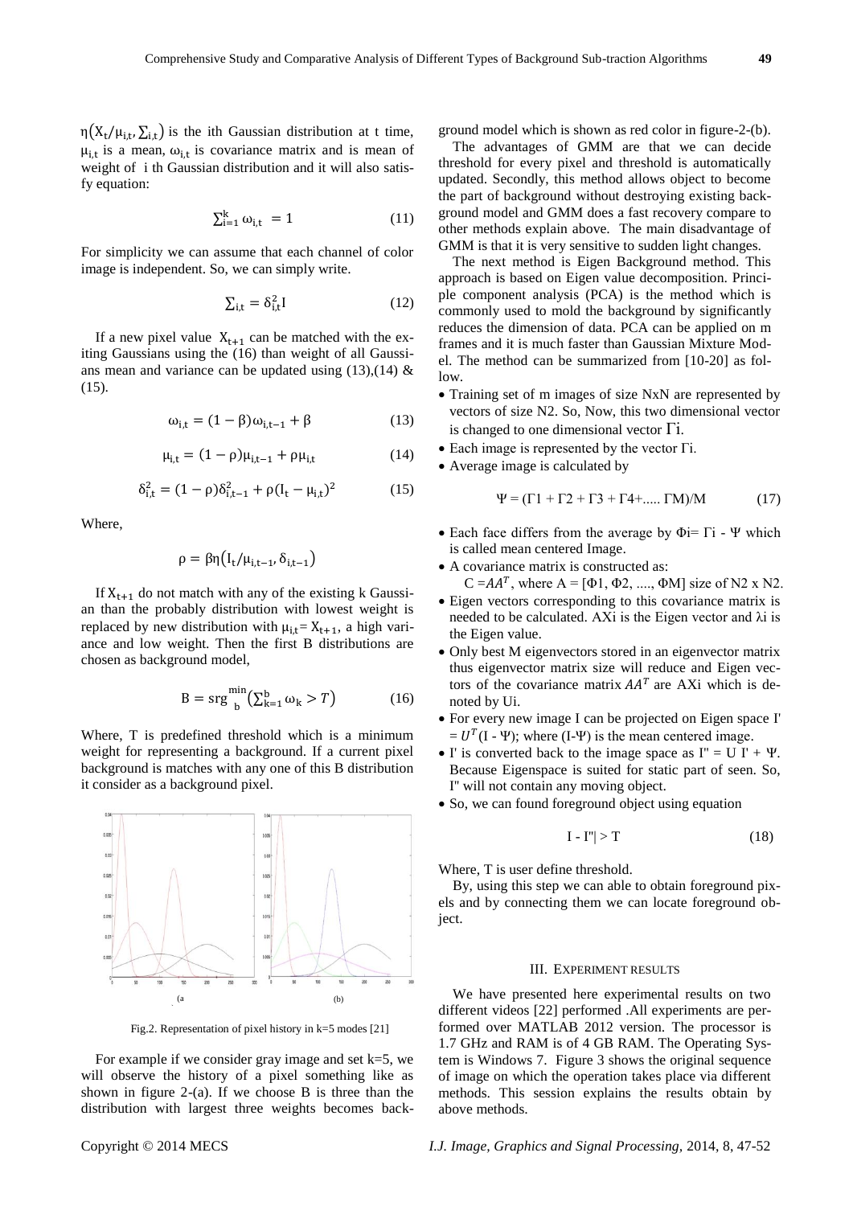$\eta(X_t/\mu_{i,t}, \Sigma_{i,t})$ is the ith Gaussian distribution at t time, $\mu_{i,t}$ is a mean, $\omega_{i,t}$ is covariance matrix and is mean of weight of i th Gaussian distribution and it will also satisfy equation:

$$\sum_{i=1}^{k} \omega_{i,t} = 1 \quad (11)$$

For simplicity we can assume that each channel of color image is independent. So, we can simply write.

$$\Sigma_{i,t} = \delta_{i,t}^2 I \quad (12)$$

If a new pixel value $X_{t+1}$ can be matched with the exiting Gaussians using the (16) than weight of all Gaussians mean and variance can be updated using (13),(14) & (15).

$$\omega_{i,t} = (1-\beta)\omega_{i,t-1} + \beta \quad (13)$$

$$\mu_{i,t} = (1-\rho)\mu_{i,t-1} + \rho\mu_{i,t} \quad (14)$$

$$\delta_{i,t}^2 = (1-\rho)\delta_{i,t-1}^2 + \rho(I_t - \mu_{i,t})^2 \quad (15)$$

Where,

$$\rho = \beta\eta(I_t/\mu_{i,t-1}, \delta_{i,t-1})$$

If $X_{t+1}$ do not match with any of the existing k Gaussian than the probably distribution with lowest weight is replaced by new distribution with $\mu_{i,t} = X_{t+1}$, a high variance and low weight. Then the first B distributions are chosen as background model,

$$B = \mathrm{srg}\,{}_{b}^{\min}\left(\sum_{k=1}^{b} \omega_k > T\right) \quad (16)$$

Where, T is predefined threshold which is a minimum weight for representing a background. If a current pixel background is matches with any one of this B distribution it consider as a background pixel.

(a) (b)

Fig.2. Representation of pixel history in k=5 modes [21]

For example if we consider gray image and set k=5, we will observe the history of a pixel something like as shown in figure 2-(a). If we choose B is three than the distribution with largest three weights becomes background model which is shown as red color in figure-2-(b).

The advantages of GMM are that we can decide threshold for every pixel and threshold is automatically updated. Secondly, this method allows object to become the part of background without destroying existing background model and GMM does a fast recovery compare to other methods explain above. The main disadvantage of GMM is that it is very sensitive to sudden light changes.

The next method is Eigen Background method. This approach is based on Eigen value decomposition. Principle component analysis (PCA) is the method which is commonly used to mold the background by significantly reduces the dimension of data. PCA can be applied on m frames and it is much faster than Gaussian Mixture Model. The method can be summarized from [10-20] as follow.

- Training set of m images of size NxN are represented by vectors of size N2. So, Now, this two dimensional vector is changed to one dimensional vector Γi.
- Each image is represented by the vector Γi.
- Average image is calculated by

$$\Psi = (\Gamma 1 + \Gamma 2 + \Gamma 3 + \Gamma 4 + \ldots .. \Gamma M)/M \quad (17)$$

- Each face differs from the average by Φi= Γi - Ψ which is called mean centered Image.
- A covariance matrix is constructed as:
  C $=AA^T$, where A = [Φ1, Φ2, ...., ΦM] size of N2 x N2.
- Eigen vectors corresponding to this covariance matrix is needed to be calculated. AXi is the Eigen vector and λi is the Eigen value.
- Only best M eigenvectors stored in an eigenvector matrix thus eigenvector matrix size will reduce and Eigen vectors of the covariance matrix $AA^T$ are AXi which is denoted by Ui.
- For every new image I can be projected on Eigen space I' $= U^T$(I - Ψ); where (I-Ψ) is the mean centered image.
- I' is converted back to the image space as I" = U I' + Ψ. Because Eigenspace is suited for static part of seen. So, I" will not contain any moving object.
- So, we can found foreground object using equation

$$I - I''| > T \quad (18)$$

Where, T is user define threshold.

By, using this step we can able to obtain foreground pixels and by connecting them we can locate foreground object.

## III. Experiment Results

We have presented here experimental results on two different videos [22] performed .All experiments are performed over MATLAB 2012 version. The processor is 1.7 GHz and RAM is of 4 GB RAM. The Operating System is Windows 7. Figure 3 shows the original sequence of image on which the operation takes place via different methods. This session explains the results obtain by above methods.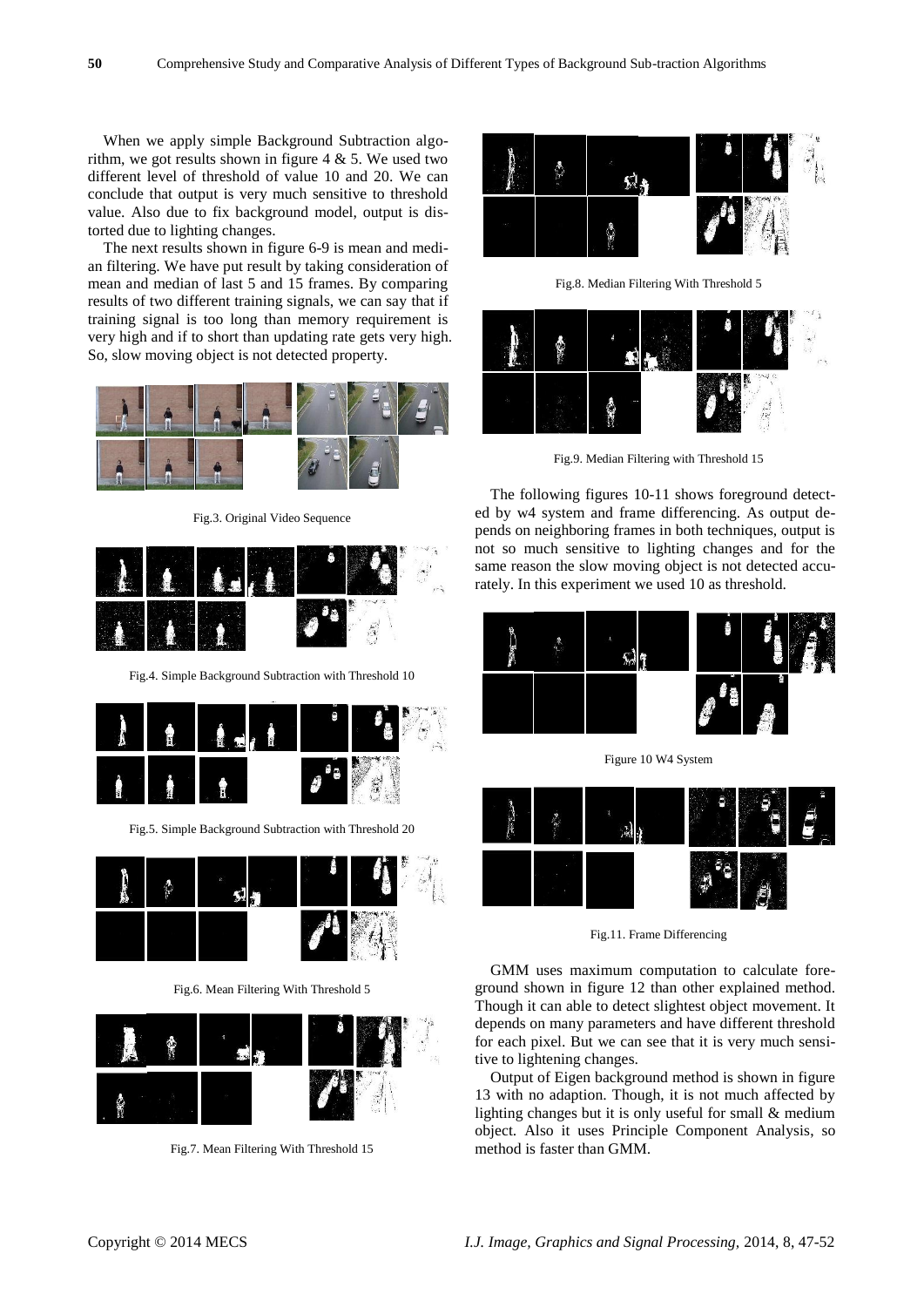When we apply simple Background Subtraction algorithm, we got results shown in figure 4 & 5. We used two different level of threshold of value 10 and 20. We can conclude that output is very much sensitive to threshold value. Also due to fix background model, output is distorted due to lighting changes.

The next results shown in figure 6-9 is mean and median filtering. We have put result by taking consideration of mean and median of last 5 and 15 frames. By comparing results of two different training signals, we can say that if training signal is too long than memory requirement is very high and if to short than updating rate gets very high. So, slow moving object is not detected property.

Fig.3. Original Video Sequence

Fig.4. Simple Background Subtraction with Threshold 10

Fig.5. Simple Background Subtraction with Threshold 20

Fig.6. Mean Filtering With Threshold 5

Fig.7. Mean Filtering With Threshold 15

Fig.8. Median Filtering With Threshold 5

Fig.9. Median Filtering with Threshold 15

The following figures 10-11 shows foreground detected by w4 system and frame differencing. As output depends on neighboring frames in both techniques, output is not so much sensitive to lighting changes and for the same reason the slow moving object is not detected accurately. In this experiment we used 10 as threshold.

Figure 10 W4 System

Fig.11. Frame Differencing

GMM uses maximum computation to calculate foreground shown in figure 12 than other explained method. Though it can able to detect slightest object movement. It depends on many parameters and have different threshold for each pixel. But we can see that it is very much sensitive to lightening changes.

Output of Eigen background method is shown in figure 13 with no adaption. Though, it is not much affected by lighting changes but it is only useful for small & medium object. Also it uses Principle Component Analysis, so method is faster than GMM.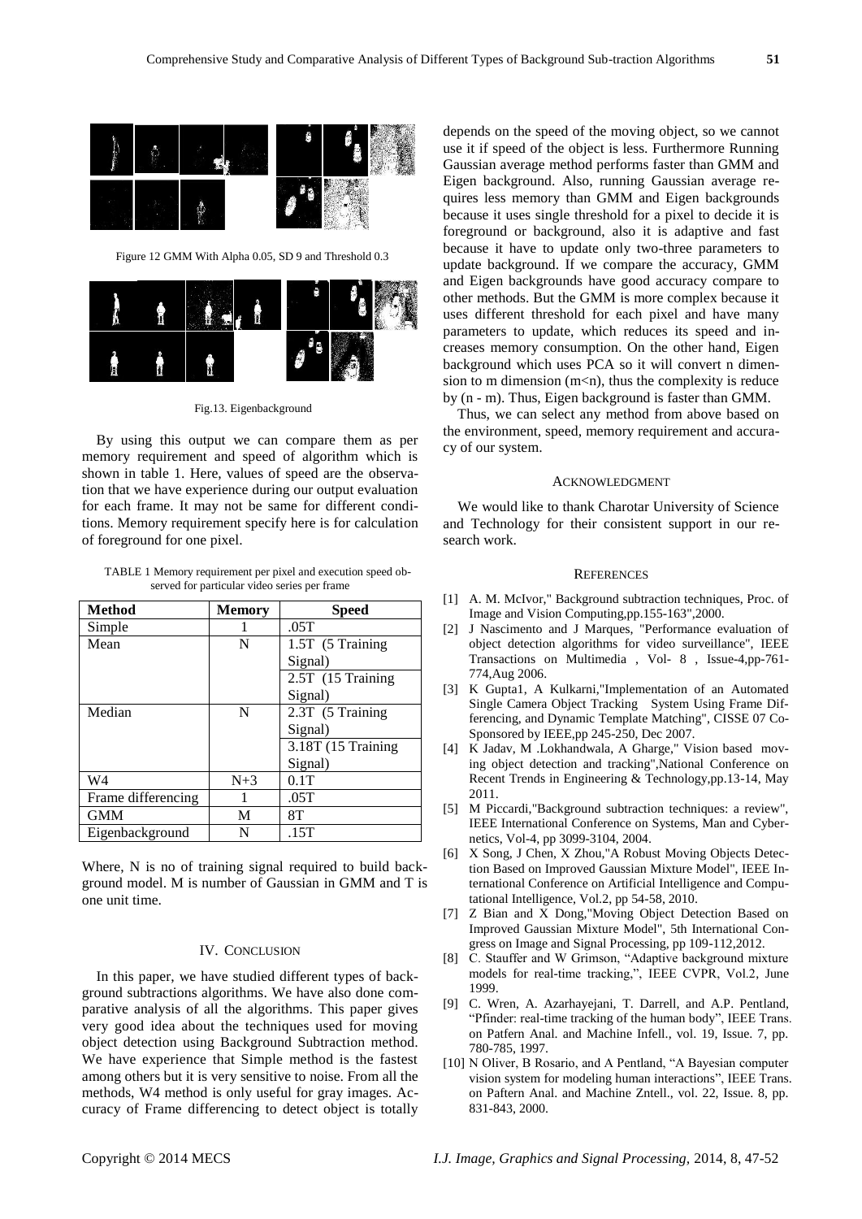Figure 12 GMM With Alpha 0.05, SD 9 and Threshold 0.3

Fig.13. Eigenbackground

By using this output we can compare them as per memory requirement and speed of algorithm which is shown in table 1. Here, values of speed are the observation that we have experience during our output evaluation for each frame. It may not be same for different conditions. Memory requirement specify here is for calculation of foreground for one pixel.

TABLE 1 Memory requirement per pixel and execution speed observed for particular video series per frame

| Method | Memory | Speed |
| --- | --- | --- |
| Simple | 1 | .05T |
| Mean | N | 1.5T (5 Training Signal) |
| | | 2.5T (15 Training Signal) |
| Median | N | 2.3T (5 Training Signal) |
| | | 3.18T (15 Training Signal) |
| W4 | N+3 | 0.1T |
| Frame differencing | 1 | .05T |
| GMM | M | 8T |
| Eigenbackground | N | .15T |

Where, N is no of training signal required to build background model. M is number of Gaussian in GMM and T is one unit time.

## IV. Conclusion

In this paper, we have studied different types of background subtractions algorithms. We have also done comparative analysis of all the algorithms. This paper gives very good idea about the techniques used for moving object detection using Background Subtraction method. We have experience that Simple method is the fastest among others but it is very sensitive to noise. From all the methods, W4 method is only useful for gray images. Accuracy of Frame differencing to detect object is totally depends on the speed of the moving object, so we cannot use it if speed of the object is less. Furthermore Running Gaussian average method performs faster than GMM and Eigen background. Also, running Gaussian average requires less memory than GMM and Eigen backgrounds because it uses single threshold for a pixel to decide it is foreground or background, also it is adaptive and fast because it have to update only two-three parameters to update background. If we compare the accuracy, GMM and Eigen backgrounds have good accuracy compare to other methods. But the GMM is more complex because it uses different threshold for each pixel and have many parameters to update, which reduces its speed and increases memory consumption. On the other hand, Eigen background which uses PCA so it will convert n dimension to m dimension (m<n), thus the complexity is reduce by (n - m). Thus, Eigen background is faster than GMM.

Thus, we can select any method from above based on the environment, speed, memory requirement and accuracy of our system.

## Acknowledgment

We would like to thank Charotar University of Science and Technology for their consistent support in our research work.

## References

[1] A. M. McIvor," Background subtraction techniques, Proc. of Image and Vision Computing,pp.155-163",2000.

[2] J Nascimento and J Marques, "Performance evaluation of object detection algorithms for video surveillance", IEEE Transactions on Multimedia , Vol- 8 , Issue-4,pp-761-774,Aug 2006.

[3] K Gupta1, A Kulkarni,"Implementation of an Automated Single Camera Object Tracking System Using Frame Differencing, and Dynamic Template Matching", CISSE 07 Co-Sponsored by IEEE,pp 245-250, Dec 2007.

[4] K Jadav, M .Lokhandwala, A Gharge," Vision based moving object detection and tracking",National Conference on Recent Trends in Engineering & Technology,pp.13-14, May 2011.

[5] M Piccardi,"Background subtraction techniques: a review", IEEE International Conference on Systems, Man and Cybernetics, Vol-4, pp 3099-3104, 2004.

[6] X Song, J Chen, X Zhou,"A Robust Moving Objects Detection Based on Improved Gaussian Mixture Model", IEEE International Conference on Artificial Intelligence and Computational Intelligence, Vol.2, pp 54-58, 2010.

[7] Z Bian and X Dong,"Moving Object Detection Based on Improved Gaussian Mixture Model", 5th International Congress on Image and Signal Processing, pp 109-112,2012.

[8] C. Stauffer and W Grimson, "Adaptive background mixture models for real-time tracking,", IEEE CVPR, Vol.2, June 1999.

[9] C. Wren, A. Azarhayejani, T. Darrell, and A.P. Pentland, "Pfinder: real-time tracking of the human body", IEEE Trans. on Patfern Anal. and Machine Infell., vol. 19, Issue. 7, pp. 780-785, 1997.

[10] N Oliver, B Rosario, and A Pentland, "A Bayesian computer vision system for modeling human interactions", IEEE Trans. on Paftern Anal. and Machine Zntell., vol. 22, Issue. 8, pp. 831-843, 2000.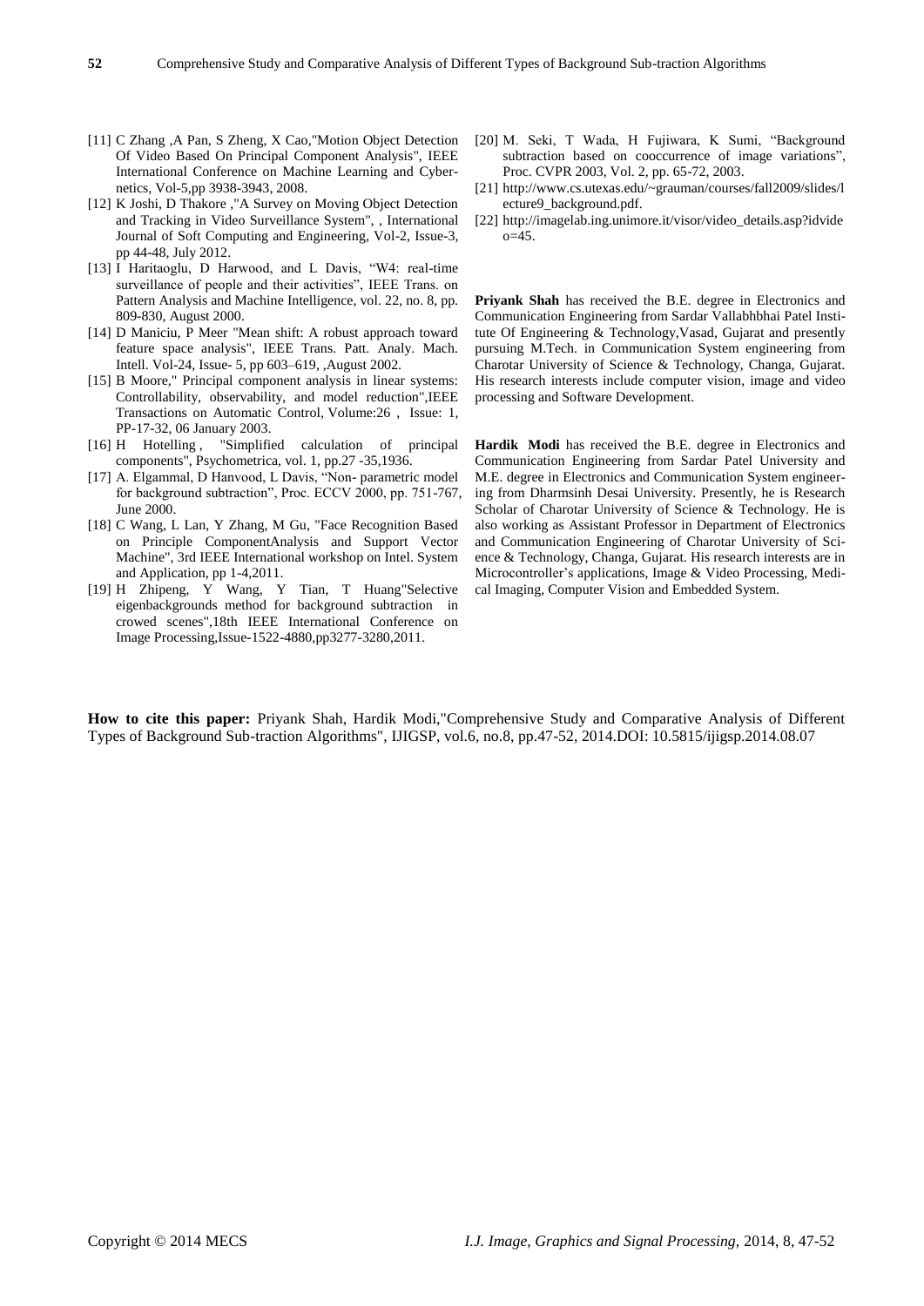[11] C Zhang ,A Pan, S Zheng, X Cao,"Motion Object Detection Of Video Based On Principal Component Analysis", IEEE International Conference on Machine Learning and Cybernetics, Vol-5,pp 3938-3943, 2008.

[12] K Joshi, D Thakore ,"A Survey on Moving Object Detection and Tracking in Video Surveillance System", , International Journal of Soft Computing and Engineering, Vol-2, Issue-3, pp 44-48, July 2012.

[13] I Haritaoglu, D Harwood, and L Davis, "W4: real-time surveillance of people and their activities", IEEE Trans. on Pattern Analysis and Machine Intelligence, vol. 22, no. 8, pp. 809-830, August 2000.

[14] D Maniciu, P Meer "Mean shift: A robust approach toward feature space analysis", IEEE Trans. Patt. Analy. Mach. Intell. Vol-24, Issue- 5, pp 603–619, ,August 2002.

[15] B Moore," Principal component analysis in linear systems: Controllability, observability, and model reduction",IEEE Transactions on Automatic Control, Volume:26 , Issue: 1, PP-17-32, 06 January 2003.

[16] H Hotelling , "Simplified calculation of principal components", Psychometrica, vol. 1, pp.27 -35,1936.

[17] A. Elgammal, D Hanvood, L Davis, "Non- parametric model for background subtraction", Proc. ECCV 2000, pp. 751-767, June 2000.

[18] C Wang, L Lan, Y Zhang, M Gu, "Face Recognition Based on Principle ComponentAnalysis and Support Vector Machine", 3rd IEEE International workshop on Intel. System and Application, pp 1-4,2011.

[19] H Zhipeng, Y Wang, Y Tian, T Huang"Selective eigenbackgrounds method for background subtraction in crowed scenes",18th IEEE International Conference on Image Processing,Issue-1522-4880,pp3277-3280,2011.

[20] M. Seki, T Wada, H Fujiwara, K Sumi, "Background subtraction based on cooccurrence of image variations", Proc. CVPR 2003, Vol. 2, pp. 65-72, 2003.

[21] http://www.cs.utexas.edu/~grauman/courses/fall2009/slides/lecture9_background.pdf.

[22] http://imagelab.ing.unimore.it/visor/video_details.asp?idvideo=45.

**Priyank Shah** has received the B.E. degree in Electronics and Communication Engineering from Sardar Vallabhbhai Patel Institute Of Engineering & Technology,Vasad, Gujarat and presently pursuing M.Tech. in Communication System engineering from Charotar University of Science & Technology, Changa, Gujarat. His research interests include computer vision, image and video processing and Software Development.

**Hardik Modi** has received the B.E. degree in Electronics and Communication Engineering from Sardar Patel University and M.E. degree in Electronics and Communication System engineering from Dharmsinh Desai University. Presently, he is Research Scholar of Charotar University of Science & Technology. He is also working as Assistant Professor in Department of Electronics and Communication Engineering of Charotar University of Science & Technology, Changa, Gujarat. His research interests are in Microcontroller's applications, Image & Video Processing, Medical Imaging, Computer Vision and Embedded System.

**How to cite this paper:** Priyank Shah, Hardik Modi,"Comprehensive Study and Comparative Analysis of Different Types of Background Sub-traction Algorithms", IJIGSP, vol.6, no.8, pp.47-52, 2014.DOI: 10.5815/ijigsp.2014.08.07